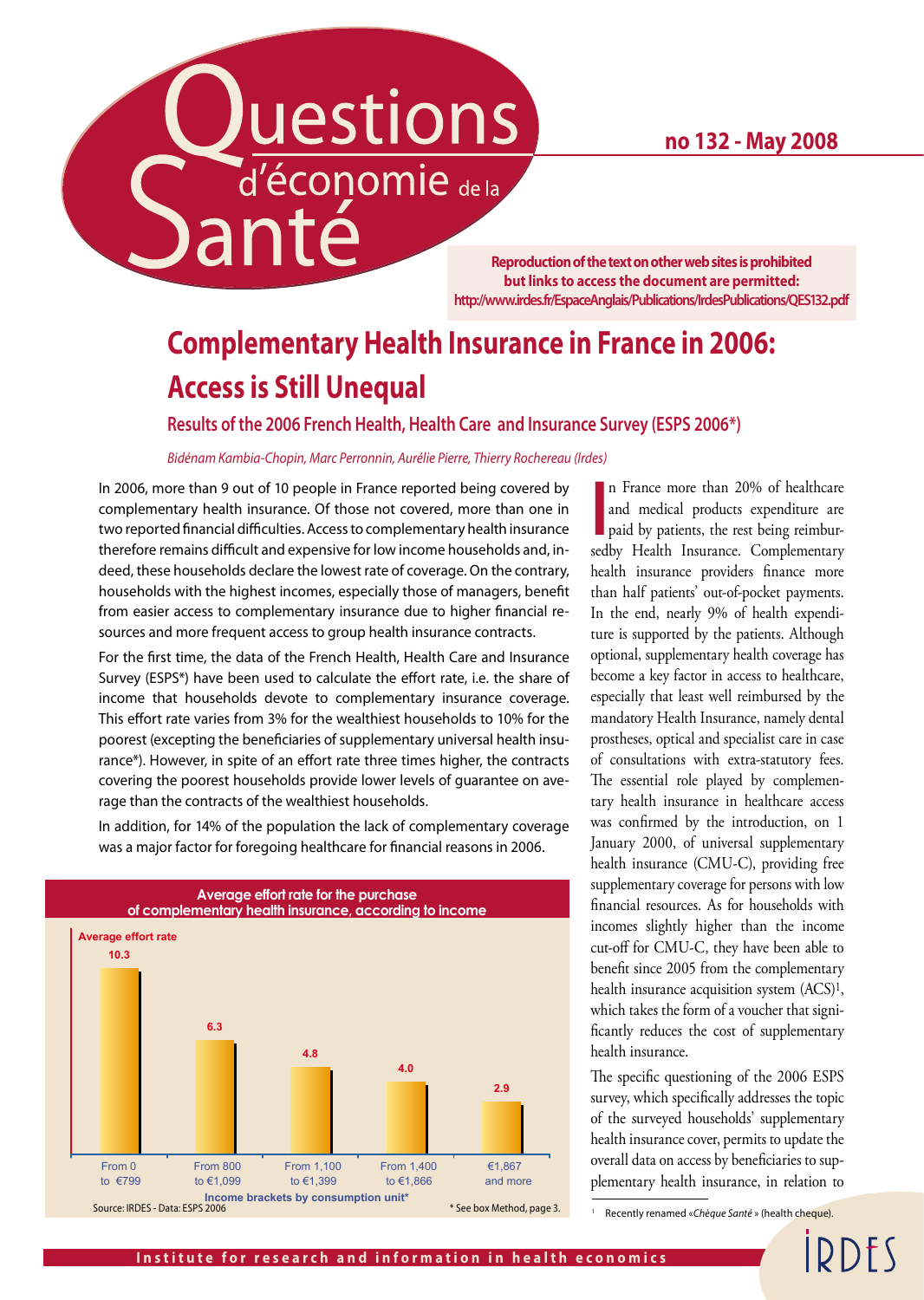# Questions d'économie de la Santé

no 132 - May 2008

**Reproduction of the text on other web sites is prohibited but links to access the document are permitted: http://www.irdes.fr/EspaceAnglais/Publications/IrdesPublications/QES132.pdf**

# Complementary Health Insurance in France in 2006: Access is Still Unequal

## Results of the 2006 French Health, Health Care and Insurance Survey (ESPS 2006*)

*Bidénam Kambia-Chopin, Marc Perronnin, Aurélie Pierre, Thierry Rochereau (Irdes)*

In 2006, more than 9 out of 10 people in France reported being covered by complementary health insurance. Of those not covered, more than one in two reported financial difficulties. Access to complementary health insurance therefore remains difficult and expensive for low income households and, indeed, these households declare the lowest rate of coverage. On the contrary, households with the highest incomes, especially those of managers, benefit from easier access to complementary insurance due to higher financial resources and more frequent access to group health insurance contracts.

For the first time, the data of the French Health, Health Care and Insurance Survey (ESPS*) have been used to calculate the effort rate, i.e. the share of income that households devote to complementary insurance coverage. This effort rate varies from 3% for the wealthiest households to 10% for the poorest (excepting the beneficiaries of supplementary universal health insurance*). However, in spite of an effort rate three times higher, the contracts covering the poorest households provide lower levels of guarantee on average than the contracts of the wealthiest households.

In addition, for 14% of the population the lack of complementary coverage was a major factor for foregoing healthcare for financial reasons in 2006.

**Average effort rate for the purchase of complementary health insurance, according to income**

| Income brackets by consumption unit* | Average effort rate |
|---|---|
| From 0 to €799 | 10.3 |
| From 800 to €1,099 | 6.3 |
| From 1,100 to €1,399 | 4.8 |
| From 1,400 to €1,866 | 4.0 |
| €1,867 and more | 2.9 |

Source: IRDES - Data: ESPS 2006

* See box Method, page 3.

In France more than 20% of healthcare and medical products expenditure are paid by patients, the rest being reimbursedby Health Insurance. Complementary health insurance providers finance more than half patients' out-of-pocket payments. In the end, nearly 9% of health expenditure is supported by the patients. Although optional, supplementary health coverage has become a key factor in access to healthcare, especially that least well reimbursed by the mandatory Health Insurance, namely dental prostheses, optical and specialist care in case of consultations with extra-statutory fees. The essential role played by complementary health insurance in healthcare access was confirmed by the introduction, on 1 January 2000, of universal supplementary health insurance (CMU-C), providing free supplementary coverage for persons with low financial resources. As for households with incomes slightly higher than the income cut-off for CMU-C, they have been able to benefit since 2005 from the complementary health insurance acquisition system (ACS)[1], which takes the form of a voucher that significantly reduces the cost of supplementary health insurance.

The specific questioning of the 2006 ESPS survey, which specifically addresses the topic of the surveyed households' supplementary health insurance cover, permits to update the overall data on access by beneficiaries to supplementary health insurance, in relation to

[1] Recently renamed «*Chèque Santé*» (health cheque).

Institute for research and information in health economics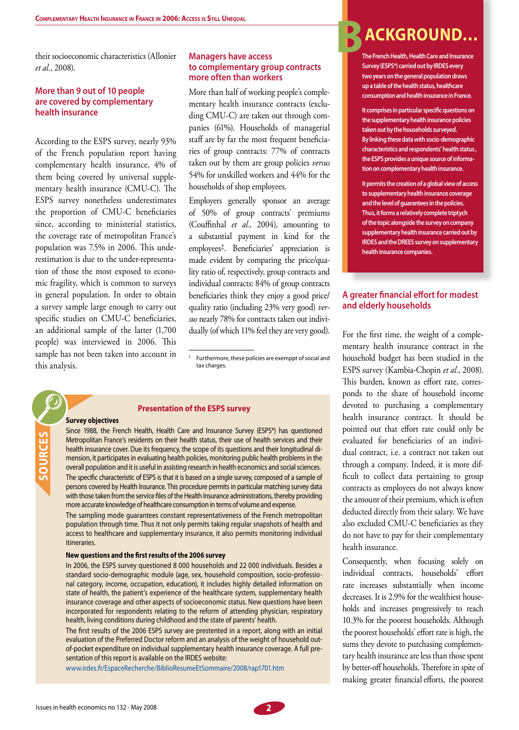their socioeconomic characteristics (Allonier *et al.*, 2008).

## More than 9 out of 10 people are covered by complementary health insurance

According to the ESPS survey, nearly 93% of the French population report having complementary health insurance, 4% of them being covered by universal supplementary health insurance (CMU-C). The ESPS survey nonetheless underestimates the proportion of CMU-C beneficiaries since, according to ministerial statistics, the coverage rate of metropolitan France's population was 7.5% in 2006. This underestimation is due to the under-representation of those the most exposed to economic fragility, which is common to surveys in general population. In order to obtain a survey sample large enough to carry out specific studies on CMU-C beneficiaries, an additional sample of the latter (1,700 people) was interviewed in 2006. This sample has not been taken into account in this analysis.

## Managers have access to complementary group contracts more often than workers

More than half of working people's complementary health insurance contracts (excluding CMU-C) are taken out through companies (61%). Households of managerial staff are by far the most frequent beneficiaries of group contracts: 77% of contracts taken out by them are group policies *versus* 54% for unskilled workers and 44% for the households of shop employees.

Employers generally sponsor an average of 50% of group contracts' premiums (Couffinhal *et al.*, 2004), amounting to a substantial payment in kind for the employees[2]. Beneficiaries' appreciation is made evident by comparing the price/quality ratio of, respectively, group contracts and individual contracts: 84% of group contracts beneficiaries think they enjoy a good price/quality ratio (including 23% very good) *versus* nearly 78% for contracts taken out individually (of which 11% feel they are very good).

[2] Furthermore, these policies are exemppt of social and tax charges.

## SOURCES — Presentation of the ESPS survey

**Survey objectives**

Since 1988, the French Health, Health Care and Insurance Survey (ESPS*) has questioned Metropolitan France's residents on their health status, their use of health services and their health insurance cover. Due its frequency, the scope of its questions and their longitudinal dimension, it participates in evaluating health policies, monitoring public health problems in the overall population and it is useful in assisting research in health economics and social sciences.

The specific characteristic of ESPS is that it is based on a single survey, composed of a sample of persons covered by Health Insurance. This procedure permits in particular matching survey data with those taken from the service files of the Health Insurance administrations, thereby providing more accurate knowledge of healthcare consumption in terms of volume and expense.

The sampling mode guarantees constant representativeness of the French metropolitan population through time. Thus it not only permits taking regular snapshots of health and access to healthcare and supplementary insurance, it also permits monitoring individual itineraries.

**New questions and the first results of the 2006 survey**

In 2006, the ESPS survey questioned 8 000 households and 22 000 individuals. Besides a standard socio-demographic module (age, sex, household composition, socio-professional category, income, occupation, education), it includes highly detailed information on state of health, the patient's experience of the healthcare system, supplementary health insurance coverage and other aspects of socioeconomic status. New questions have been incorporated for respondents relating to the reform of attending physician, respiratory health, living conditions during childhood and the state of parents' health.

The first results of the 2006 ESPS survey are presentated in a report, along with an initial evaluation of the Preferred Doctor reform and an analysis of the weight of household out-of-pocket expenditure on individual supplementary health insurance coverage. A full presentation of this report is available on the IRDES website:

www.irdes.fr/EspaceRecherche/BiblioResumeEtSommaire/2008/rap1701.htm

## BACKGROUND...

The French Health, Health Care and Insurance Survey (ESPS*) carried out by IRDES every two years on the general population draws up a table of the health status, healthcare consumption and health insurance in France.

It comprises in particular specific questions on the supplementary health insurance policies taken out by the households surveyed. By linking these data with socio-demographic characteristics and respondents' health status, the ESPS provides a unique source of information on complementary health insurance.

It permits the creation of a global view of access to supplementary health insurance coverage and the level of guarantees in the policies. Thus, it forms a relatively complete triptych of the topic alongside the survey on company supplementary health insurance carried out by IRDES and the DREES survey on supplementary health insurance companies.

## A greater financial effort for modest and elderly households

For the first time, the weight of a complementary health insurance contract in the household budget has been studied in the ESPS survey (Kambia-Chopin *et al.*, 2008). This burden, known as effort rate, corresponds to the share of household income devoted to purchasing a complementary health insurance contract. It should be pointed out that effort rate could only be evaluated for beneficiaries of an individual contract, i.e. a contract not taken out through a company. Indeed, it is more difficult to collect data pertaining to group contracts as employees do not always know the amount of their premium, which is often deducted directly from their salary. We have also excluded CMU-C beneficiaries as they do not have to pay for their complementary health insurance.

Consequently, when focusing solely on individual contracts, households' effort rate increases substantially when income decreases. It is 2.9% for the wealthiest households and increases progressively to reach 10.3% for the poorest households. Although the poorest households' effort rate is high, the sums they devote to purchasing complementary health insurance are less than those spent by better-off households. Therefore in spite of making greater financial efforts, the poorest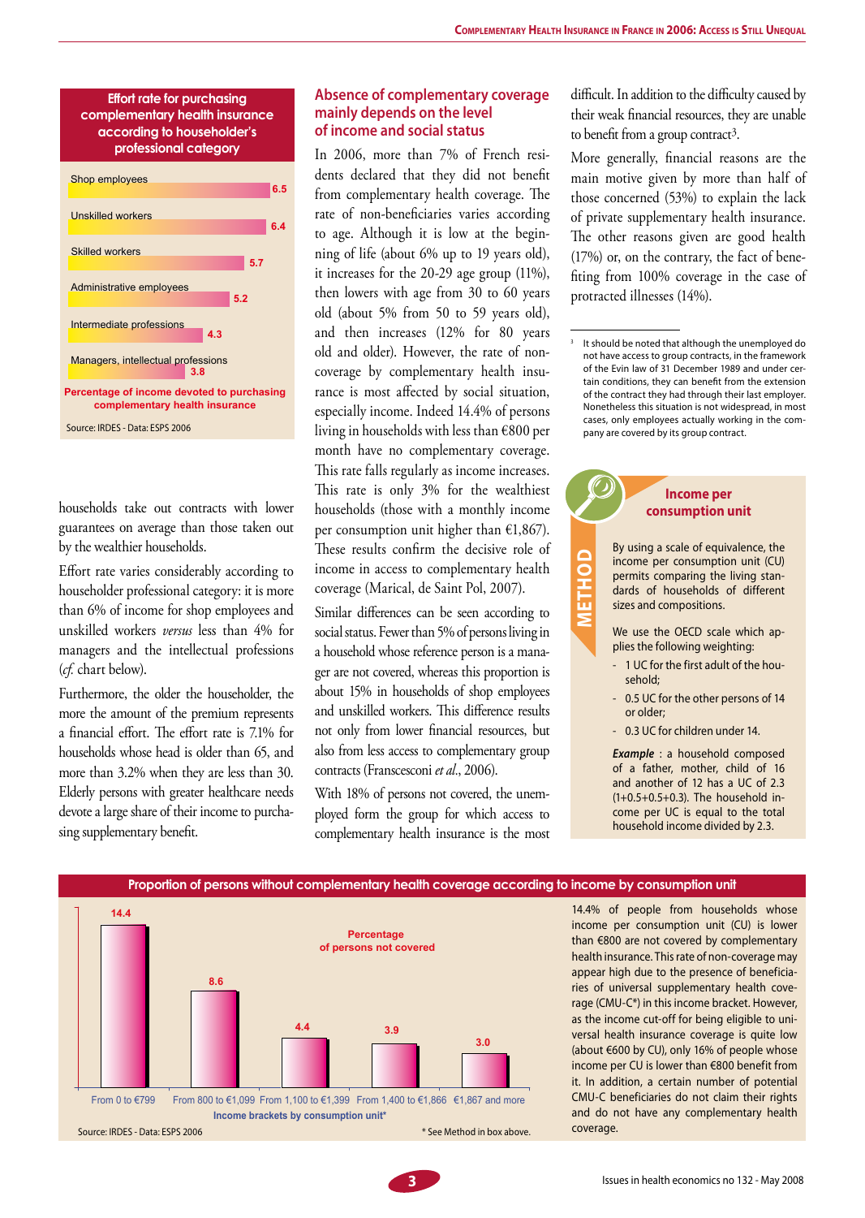**Effort rate for purchasing complementary health insurance according to householder's professional category**

| Professional category | Percentage of income devoted to purchasing complementary health insurance |
|---|---|
| Shop employees | 6.5 |
| Unskilled workers | 6.4 |
| Skilled workers | 5.7 |
| Administrative employees | 5.2 |
| Intermediate professions | 4.3 |
| Managers, intellectual professions | 3.8 |

Source: IRDES - Data: ESPS 2006

households take out contracts with lower guarantees on average than those taken out by the wealthier households.

Effort rate varies considerably according to householder professional category: it is more than 6% of income for shop employees and unskilled workers *versus* less than 4% for managers and the intellectual professions (*cf.* chart below).

Furthermore, the older the householder, the more the amount of the premium represents a financial effort. The effort rate is 7.1% for households whose head is older than 65, and more than 3.2% when they are less than 30. Elderly persons with greater healthcare needs devote a large share of their income to purchasing supplementary benefit.

## Absence of complementary coverage mainly depends on the level of income and social status

In 2006, more than 7% of French residents declared that they did not benefit from complementary health coverage. The rate of non-beneficiaries varies according to age. Although it is low at the beginning of life (about 6% up to 19 years old), it increases for the 20-29 age group (11%), then lowers with age from 30 to 60 years old (about 5% from 50 to 59 years old), and then increases (12% for 80 years old and older). However, the rate of non-coverage by complementary health insurance is most affected by social situation, especially income. Indeed 14.4% of persons living in households with less than €800 per month have no complementary coverage. This rate falls regularly as income increases. This rate is only 3% for the wealthiest households (those with a monthly income per consumption unit higher than €1,867). These results confirm the decisive role of income in access to complementary health coverage (Marical, de Saint Pol, 2007).

Similar differences can be seen according to social status. Fewer than 5% of persons living in a household whose reference person is a manager are not covered, whereas this proportion is about 15% in households of shop employees and unskilled workers. This difference results not only from lower financial resources, but also from less access to complementary group contracts (Franscesconi *et al.*, 2006).

With 18% of persons not covered, the unemployed form the group for which access to complementary health insurance is the most difficult. In addition to the difficulty caused by their weak financial resources, they are unable to benefit from a group contract[3].

More generally, financial reasons are the main motive given by more than half of those concerned (53%) to explain the lack of private supplementary health insurance. The other reasons given are good health (17%) or, on the contrary, the fact of benefiting from 100% coverage in the case of protracted illnesses (14%).

[3] It should be noted that although the unemployed do not have access to group contracts, in the framework of the Evin law of 31 December 1989 and under certain conditions, they can benefit from the extension of the contract they had through their last employer. Nonetheless this situation is not widespread, in most cases, only employees actually working in the company are covered by its group contract.

### METHOD – Income per consumption unit

By using a scale of equivalence, the income per consumption unit (CU) permits comparing the living standards of households of different sizes and compositions.

We use the OECD scale which applies the following weighting:

- 1 UC for the first adult of the household;
- 0.5 UC for the other persons of 14 or older;
- 0.3 UC for children under 14.

***Example*** : a household composed of a father, mother, child of 16 and another of 12 has a UC of 2.3 (1+0.5+0.5+0.3). The household income per UC is equal to the total household income divided by 2.3.

**Proportion of persons without complementary health coverage according to income by consumption unit**

| Income brackets by consumption unit* | Percentage of persons not covered |
|---|---|
| From 0 to €799 | 14.4 |
| From 800 to €1,099 | 8.6 |
| From 1,100 to €1,399 | 4.4 |
| From 1,400 to €1,866 | 3.9 |
| €1,867 and more | 3.0 |

Source: IRDES - Data: ESPS 2006

\* See Method in box above.

14.4% of people from households whose income per consumption unit (CU) is lower than €800 are not covered by complementary health insurance. This rate of non-coverage may appear high due to the presence of beneficiaries of universal supplementary health coverage (CMU-C*) in this income bracket. However, as the income cut-off for being eligible to universal health insurance coverage is quite low (about €600 by CU), only 16% of people whose income per CU is lower than €800 benefit from it. In addition, a certain number of potential CMU-C beneficiaries do not claim their rights and do not have any complementary health coverage.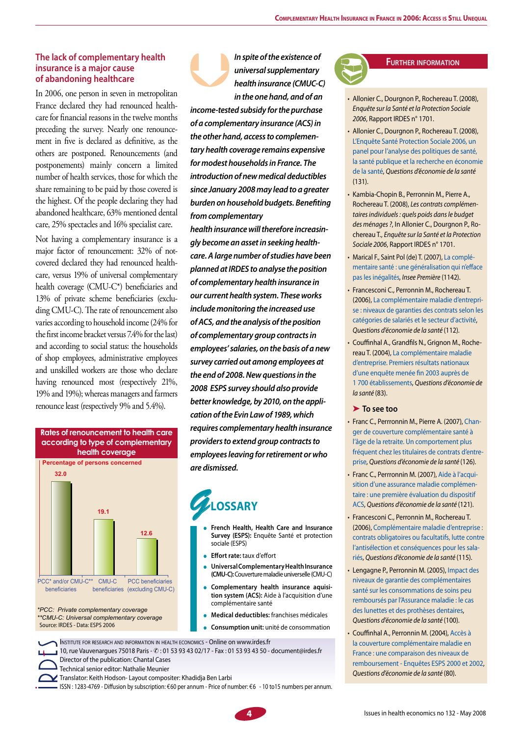## The lack of complementary health insurance is a major cause of abandoning healthcare

In 2006, one person in seven in metropolitan France declared they had renounced healthcare for financial reasons in the twelve months preceding the survey. Nearly one renouncement in five is declared as definitive, as the others are postponed. Renouncements (and postponements) mainly concern a limited number of health services, those for which the share remaining to be paid by those covered is the highest. Of the people declaring they had abandoned healthcare, 63% mentioned dental care, 25% spectacles and 16% specialist care.

Not having a complementary insurance is a major factor of renouncement: 32% of not-covered declared they had renounced healthcare, versus 19% of universal complementary health coverage (CMU-C*) beneficiaries and 13% of private scheme beneficiaries (excluding CMU-C). The rate of renouncement also varies according to household income (24% for the first income bracket versus 7.4% for the last) and according to social status: the households of shop employees, administrative employees and unskilled workers are those who declare having renounced most (respectively 21%, 19% and 19%); whereas managers and farmers renounce least (respectively 9% and 5.4%).

**Rates of renouncement to health care according to type of complementary health coverage**

Percentage of persons concerned

32.0

19.1

12.6

PCC* and/or CMU-C** beneficiaries

CMU-C beneficiaries

PCC beneficiaries (excluding CMU-C)

*PCC: Private complementary coverage
**CMU-C: Universal complementary coverage
Source: IRDES - Data: ESPS 2006

***In spite of the existence of universal supplementary health insurance (CMUC-C) in the one hand, and of an income-tested subsidy for the purchase of a complementary insurance (ACS) in the other hand, access to complementary health coverage remains expensive for modest households in France. The introduction of new medical deductibles since January 2008 may lead to a greater burden on household budgets. Benefiting from complementary health insurance will therefore increasingly become an asset in seeking healthcare. A large number of studies have been planned at IRDES to analyse the position of complementary health insurance in our current health system. These works include monitoring the increased use of ACS, and the analysis of the position of complementary group contracts in employees' salaries, on the basis of a new survey carried out among employees at the end of 2008. New questions in the 2008 ESPS survey should also provide better knowledge, by 2010, on the application of the Evin Law of 1989, which requires complementary health insurance providers to extend group contracts to employees leaving for retirement or who are dismissed.***

## Glossary

- **French Health, Health Care and Insurance Survey (ESPS):** Enquête Santé et protection sociale (ESPS)
- **Effort rate:** taux d'effort
- **Universal Complementary Health Insurance (CMU-C):** Couverture maladie universelle (CMU-C)
- **Complementary health insurance aquisition system (ACS):** Aide à l'acquisition d'une complémentaire santé
- **Medical deductibles:** franchises médicales
- **Consumption unit:** unité de consommation

## Further information

- Allonier C., Dourgnon P., Rochereau T. (2008), *Enquête sur la Santé et la Protection Sociale 2006*, Rapport IRDES n° 1701.
- Allonier C., Dourgnon P., Rochereau T. (2008), L'Enquête Santé Protection Sociale 2006, un panel pour l'analyse des politiques de santé, la santé publique et la recherche en économie de la santé, *Questions d'économie de la santé* (131).
- Kambia-Chopin B., Perronnin M., Pierre A., Rochereau T. (2008), *Les contrats complémentaires individuels : quels poids dans le budget des ménages ?*, In Allonier C., Dourgnon P., Rochereau T., *Enquête sur la Santé et la Protection Sociale 2006*, Rapport IRDES n° 1701.
- Marical F., Saint Pol (de) T. (2007), La complémentaire santé : une généralisation qui n'efface pas les inégalités, *Insee Première* (1142).
- Francesconi C., Perronnin M., Rochereau T. (2006), La complémentaire maladie d'entreprise : niveaux de garanties des contrats selon les catégories de salariés et le secteur d'activité, *Questions d'économie de la santé* (112).
- Couffinhal A., Grandfils N., Grignon M., Rochereau T. (2004), La complémentaire maladie d'entreprise. Premiers résultats nationaux d'une enquête menée fin 2003 auprès de 1 700 établissements, *Questions d'économie de la santé* (83).

### ➤ To see too

- Franc C., Perrronnin M., Pierre A. (2007), Changer de couverture complémentaire santé à l'âge de la retraite. Un comportement plus fréquent chez les titulaires de contrats d'entreprise, *Questions d'économie de la santé* (126).
- Franc C., Perrronnin M. (2007), Aide à l'acquisition d'une assurance maladie complémentaire : une première évaluation du dispositif ACS, *Questions d'économie de la santé* (121).
- Francesconi C., Perronnin M., Rochereau T. (2006), Complémentaire maladie d'entreprise : contrats obligatoires ou facultatifs, lutte contre l'antisélection et conséquences pour les salariés, *Questions d'économie de la santé* (115).
- Lengagne P., Perronnin M. (2005), Impact des niveaux de garantie des complémentaires santé sur les consommations de soins peu remboursés par l'Assurance maladie : le cas des lunettes et des prothèses dentaires, *Questions d'économie de la santé* (100).
- Couffinhal A., Perronnin M. (2004), Accès à la couverture complémentaire maladie en France : une comparaison des niveaux de remboursement - Enquêtes ESPS 2000 et 2002, *Questions d'économie de la santé* (80).

IRDES

Institute for research and information in health economics - Online on www.irdes.fr
10, rue Vauvenargues 75018 Paris - ✆ : 01 53 93 43 02/17 - Fax : 01 53 93 43 50 - document@irdes.fr
Director of the publication: Chantal Cases
Technical senior editor: Nathalie Meunier
Translator: Keith Hodson- Layout compositer: Khadidja Ben Larbi
ISSN : 1283-4769 - Diffusion by subscription: €60 per annum - Price of number: €6 - 10 to15 numbers per annum.